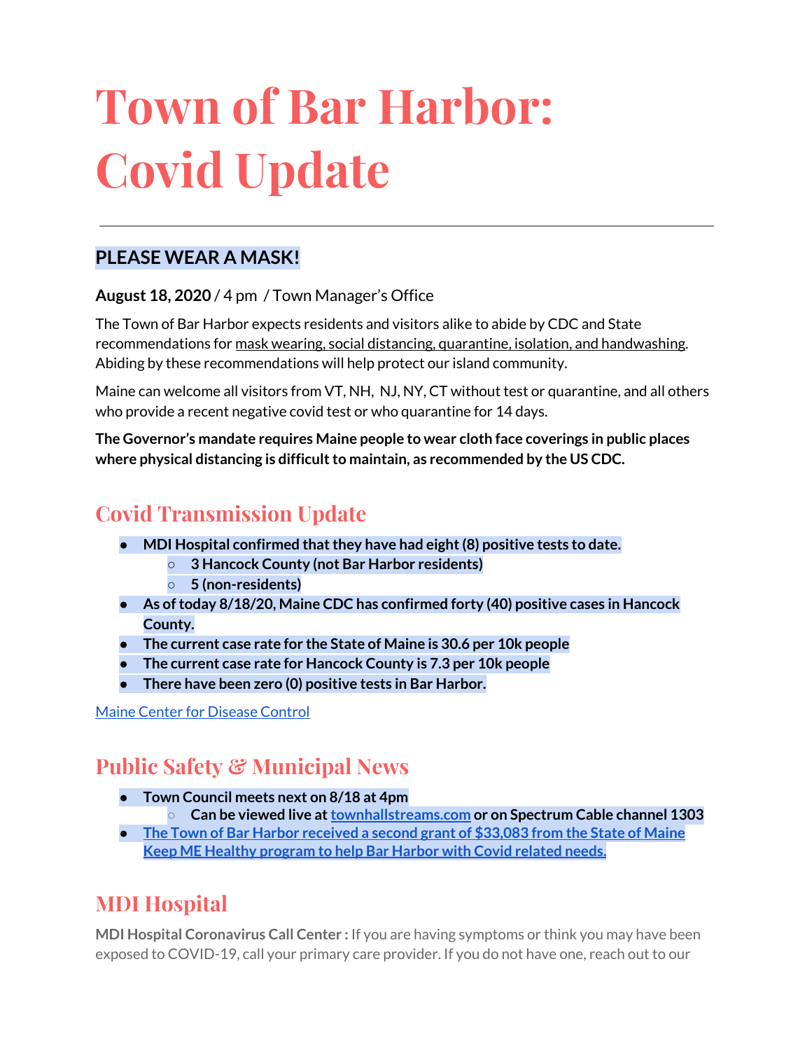# Town of Bar Harbor: Covid Update

---

## PLEASE WEAR A MASK!

**August 18, 2020** / 4 pm / Town Manager's Office

The Town of Bar Harbor expects residents and visitors alike to abide by CDC and State recommendations for mask wearing, social distancing, quarantine, isolation, and handwashing. Abiding by these recommendations will help protect our island community.

Maine can welcome all visitors from VT, NH, NJ, NY, CT without test or quarantine, and all others who provide a recent negative covid test or who quarantine for 14 days.

**The Governor's mandate requires Maine people to wear cloth face coverings in public places where physical distancing is difficult to maintain, as recommended by the US CDC.**

## Covid Transmission Update

- **MDI Hospital confirmed that they have had eight (8) positive tests to date.**
  - **3 Hancock County (not Bar Harbor residents)**
  - **5 (non-residents)**
- **As of today 8/18/20, Maine CDC has confirmed forty (40) positive cases in Hancock County.**
- **The current case rate for the State of Maine is 30.6 per 10k people**
- **The current case rate for Hancock County is 7.3 per 10k people**
- **There have been zero (0) positive tests in Bar Harbor.**

Maine Center for Disease Control

## Public Safety & Municipal News

- **Town Council meets next on 8/18 at 4pm**
  - **Can be viewed live at townhallstreams.com or on Spectrum Cable channel 1303**
- **The Town of Bar Harbor received a second grant of $33,083 from the State of Maine Keep ME Healthy program to help Bar Harbor with Covid related needs.**

## MDI Hospital

**MDI Hospital Coronavirus Call Center :** If you are having symptoms or think you may have been exposed to COVID-19, call your primary care provider. If you do not have one, reach out to our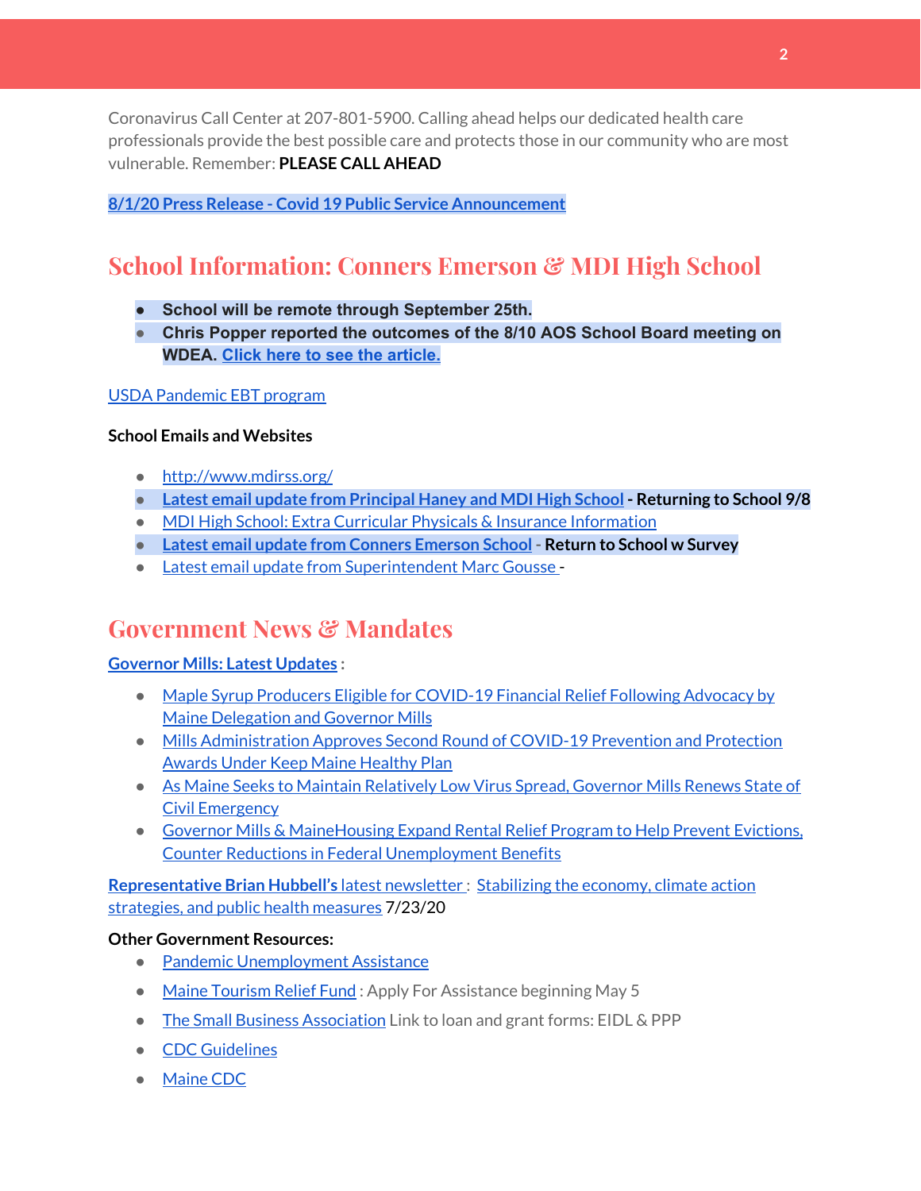Coronavirus Call Center at 207-801-5900. Calling ahead helps our dedicated health care professionals provide the best possible care and protects those in our community who are most vulnerable. Remember: **PLEASE CALL AHEAD**

**8/1/20 Press Release - Covid 19 Public Service Announcement**

## School Information: Conners Emerson & MDI High School

- **School will be remote through September 25th.**
- **Chris Popper reported the outcomes of the 8/10 AOS School Board meeting on WDEA. Click here to see the article.**

USDA Pandemic EBT program

**School Emails and Websites**

- http://www.mdirss.org/
- Latest email update from Principal Haney and MDI High School **- Returning to School 9/8**
- MDI High School: Extra Curricular Physicals & Insurance Information
- Latest email update from Conners Emerson School **- Return to School w Survey**
- Latest email update from Superintendent Marc Gousse -

## Government News & Mandates

**Governor Mills: Latest Updates :**

- Maple Syrup Producers Eligible for COVID-19 Financial Relief Following Advocacy by Maine Delegation and Governor Mills
- Mills Administration Approves Second Round of COVID-19 Prevention and Protection Awards Under Keep Maine Healthy Plan
- As Maine Seeks to Maintain Relatively Low Virus Spread, Governor Mills Renews State of Civil Emergency
- Governor Mills & MaineHousing Expand Rental Relief Program to Help Prevent Evictions, Counter Reductions in Federal Unemployment Benefits

**Representative Brian Hubbell's** latest newsletter : Stabilizing the economy, climate action strategies, and public health measures 7/23/20

**Other Government Resources:**

- Pandemic Unemployment Assistance
- Maine Tourism Relief Fund : Apply For Assistance beginning May 5
- The Small Business Association Link to loan and grant forms: EIDL & PPP
- CDC Guidelines
- Maine CDC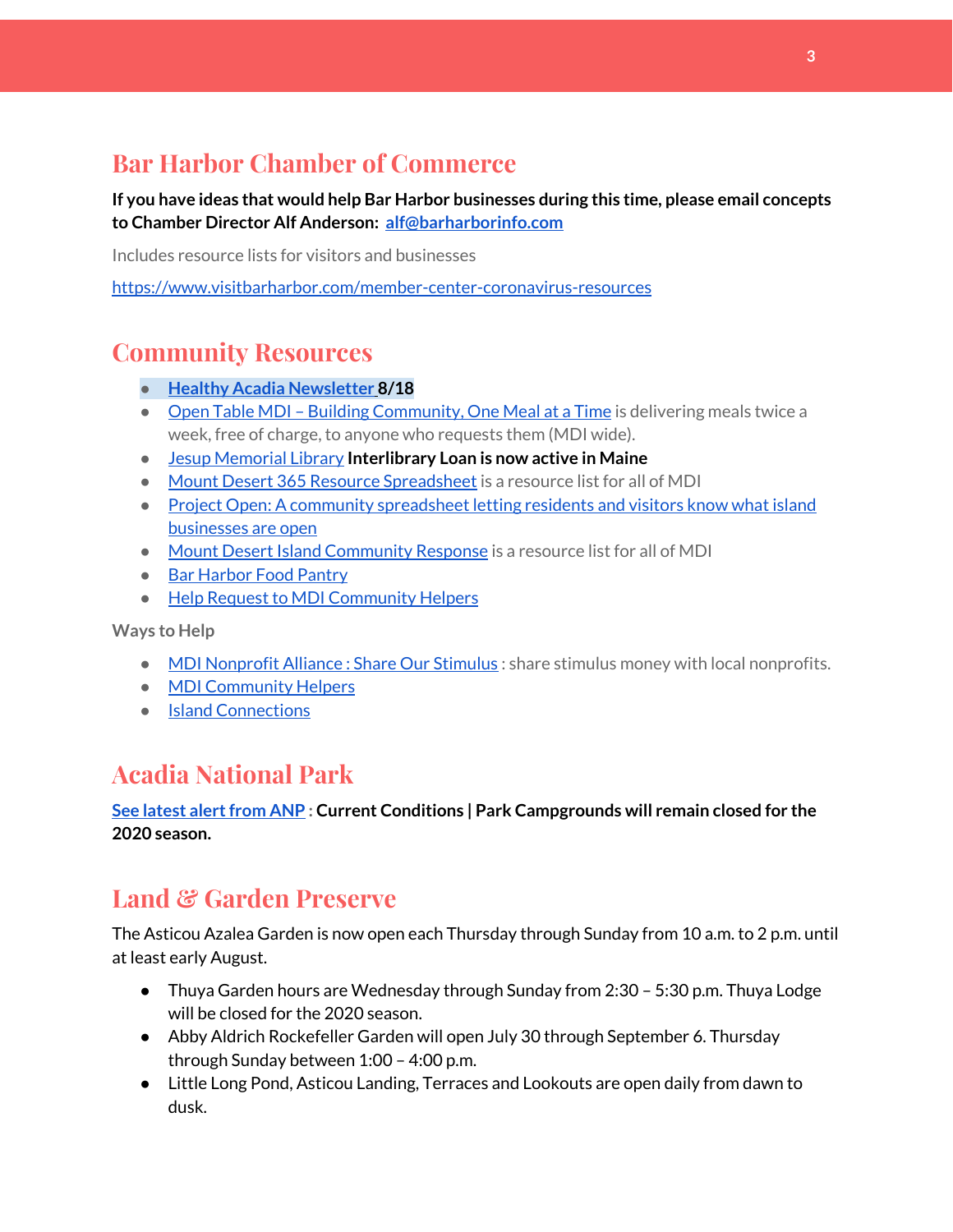## Bar Harbor Chamber of Commerce

**If you have ideas that would help Bar Harbor businesses during this time, please email concepts to Chamber Director Alf Anderson: alf@barharborinfo.com**

Includes resource lists for visitors and businesses

https://www.visitbarharbor.com/member-center-coronavirus-resources

## Community Resources

- **Healthy Acadia Newsletter 8/18**
- Open Table MDI – Building Community, One Meal at a Time is delivering meals twice a week, free of charge, to anyone who requests them (MDI wide).
- Jesup Memorial Library **Interlibrary Loan is now active in Maine**
- Mount Desert 365 Resource Spreadsheet is a resource list for all of MDI
- Project Open: A community spreadsheet letting residents and visitors know what island businesses are open
- Mount Desert Island Community Response is a resource list for all of MDI
- Bar Harbor Food Pantry
- Help Request to MDI Community Helpers

Ways to Help

- MDI Nonprofit Alliance : Share Our Stimulus : share stimulus money with local nonprofits.
- MDI Community Helpers
- Island Connections

## Acadia National Park

**See latest alert from ANP : Current Conditions | Park Campgrounds will remain closed for the 2020 season.**

## Land & Garden Preserve

The Asticou Azalea Garden is now open each Thursday through Sunday from 10 a.m. to 2 p.m. until at least early August.

- Thuya Garden hours are Wednesday through Sunday from 2:30 – 5:30 p.m. Thuya Lodge will be closed for the 2020 season.
- Abby Aldrich Rockefeller Garden will open July 30 through September 6. Thursday through Sunday between 1:00 – 4:00 p.m.
- Little Long Pond, Asticou Landing, Terraces and Lookouts are open daily from dawn to dusk.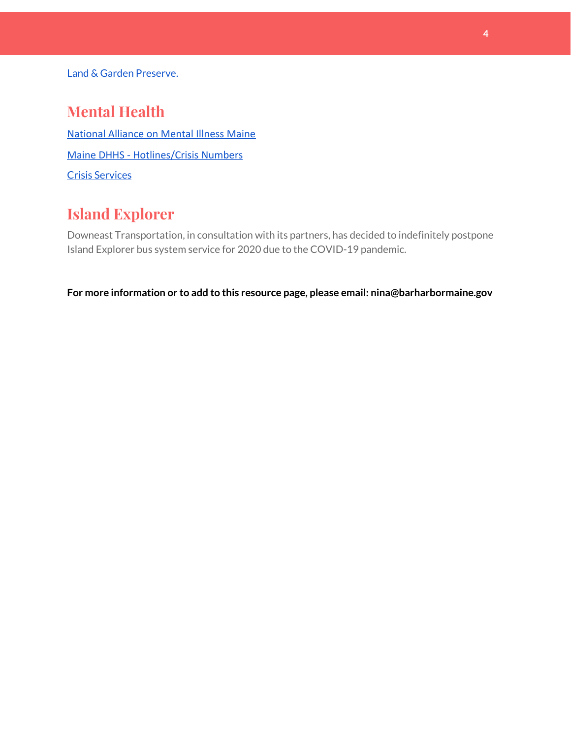Land & Garden Preserve.

## Mental Health

National Alliance on Mental Illness Maine

Maine DHHS - Hotlines/Crisis Numbers

Crisis Services

## Island Explorer

Downeast Transportation, in consultation with its partners, has decided to indefinitely postpone Island Explorer bus system service for 2020 due to the COVID-19 pandemic.

**For more information or to add to this resource page, please email: nina@barharbormaine.gov**